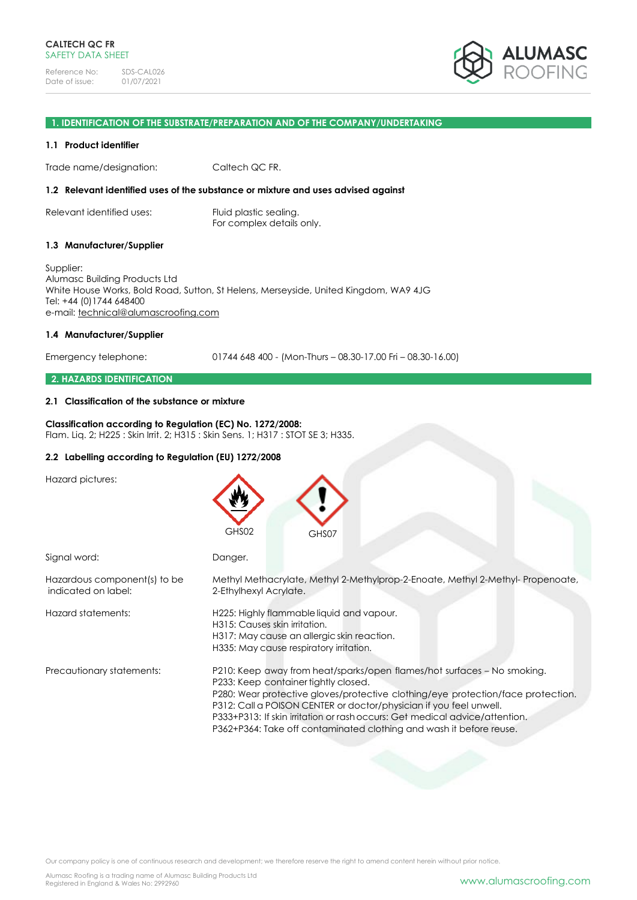**CALTECH QC FR**
SAFETY DATA SHEET

Reference No: SDS-CAL026
Date of issue: 01/07/2021

ALUMASC ROOFING

## 1. IDENTIFICATION OF THE SUBSTRATE/PREPARATION AND OF THE COMPANY/UNDERTAKING

### 1.1 Product identifier

Trade name/designation: Caltech QC FR.

### 1.2 Relevant identified uses of the substance or mixture and uses advised against

Relevant identified uses: Fluid plastic sealing.
For complex details only.

### 1.3 Manufacturer/Supplier

Supplier:
Alumasc Building Products Ltd
White House Works, Bold Road, Sutton, St Helens, Merseyside, United Kingdom, WA9 4JG
Tel: +44 (0)1744 648400
e-mail: technical@alumascroofing.com

### 1.4 Manufacturer/Supplier

Emergency telephone: 01744 648 400 - (Mon-Thurs – 08.30-17.00 Fri – 08.30-16.00)

## 2. HAZARDS IDENTIFICATION

### 2.1 Classification of the substance or mixture

**Classification according to Regulation (EC) No. 1272/2008:**
Flam. Liq. 2; H225 : Skin Irrit. 2; H315 : Skin Sens. 1; H317 : STOT SE 3; H335.

### 2.2 Labelling according to Regulation (EU) 1272/2008

Hazard pictures: GHS02 GHS07

Signal word: Danger.

Hazardous component(s) to be indicated on label: Methyl Methacrylate, Methyl 2-Methylprop-2-Enoate, Methyl 2-Methyl- Propenoate, 2-Ethylhexyl Acrylate.

Hazard statements:
H225: Highly flammable liquid and vapour.
H315: Causes skin irritation.
H317: May cause an allergic skin reaction.
H335: May cause respiratory irritation.

Precautionary statements:
P210: Keep away from heat/sparks/open flames/hot surfaces – No smoking.
P233: Keep container tightly closed.
P280: Wear protective gloves/protective clothing/eye protection/face protection.
P312: Call a POISON CENTER or doctor/physician if you feel unwell.
P333+P313: If skin irritation or rash occurs: Get medical advice/attention.
P362+P364: Take off contaminated clothing and wash it before reuse.

Our company policy is one of continuous research and development; we therefore reserve the right to amend content herein without prior notice.

Alumasc Roofing is a trading name of Alumasc Building Products Ltd
Registered in England & Wales No: 2992960

www.alumascroofing.com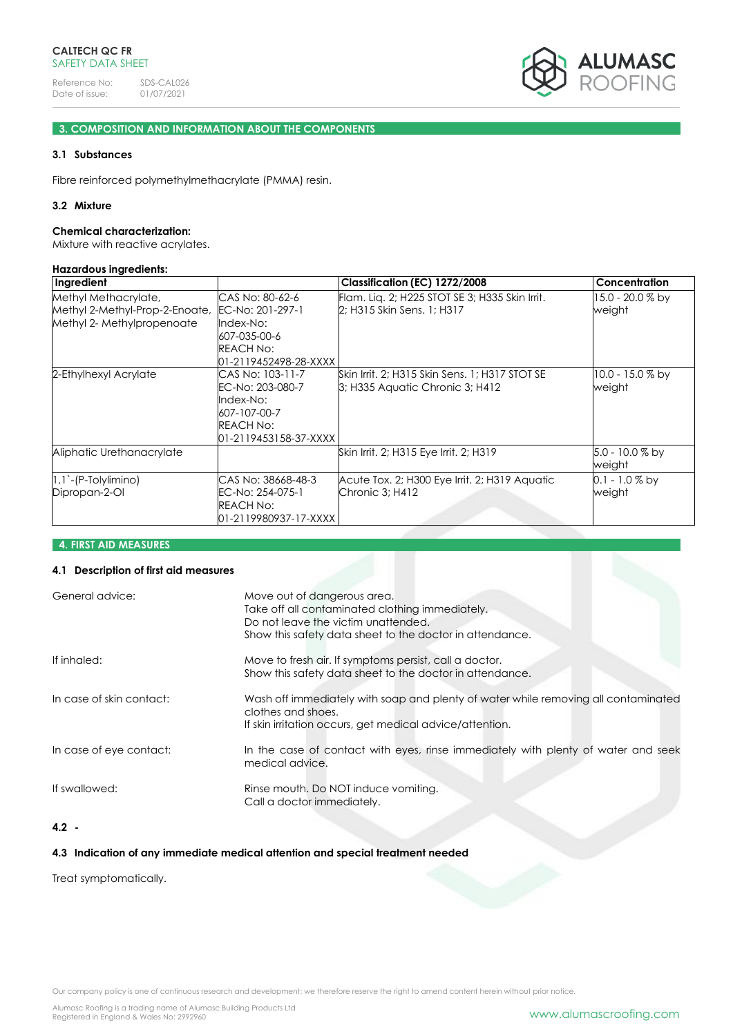## 3. COMPOSITION AND INFORMATION ABOUT THE COMPONENTS

### 3.1 Substances

Fibre reinforced polymethylmethacrylate (PMMA) resin.

### 3.2 Mixture

**Chemical characterization:**
Mixture with reactive acrylates.

**Hazardous ingredients:**

| Ingredient | | Classification (EC) 1272/2008 | Concentration |
|---|---|---|---|
| Methyl Methacrylate, Methyl 2-Methyl-Prop-2-Enoate, Methyl 2- Methylpropenoate | CAS No: 80-62-6 EC-No: 201-297-1 Index-No: 607-035-00-6 REACH No: 01-2119452498-28-XXXX | Flam. Liq. 2; H225 STOT SE 3; H335 Skin Irrit. 2; H315 Skin Sens. 1; H317 | 15.0 - 20.0 % by weight |
| 2-Ethylhexyl Acrylate | CAS No: 103-11-7 EC-No: 203-080-7 Index-No: 607-107-00-7 REACH No: 01-2119453158-37-XXXX | Skin Irrit. 2; H315 Skin Sens. 1; H317 STOT SE 3; H335 Aquatic Chronic 3; H412 | 10.0 - 15.0 % by weight |
| Aliphatic Urethanacrylate | | Skin Irrit. 2; H315 Eye Irrit. 2; H319 | 5.0 - 10.0 % by weight |
| 1,1`-(P-Tolylimino) Dipropan-2-Ol | CAS No: 38668-48-3 EC-No: 254-075-1 REACH No: 01-2119980937-17-XXXX | Acute Tox. 2; H300 Eye Irrit. 2; H319 Aquatic Chronic 3; H412 | 0.1 - 1.0 % by weight |

## 4. FIRST AID MEASURES

### 4.1 Description of first aid measures

General advice:
Move out of dangerous area.
Take off all contaminated clothing immediately.
Do not leave the victim unattended.
Show this safety data sheet to the doctor in attendance.

If inhaled:
Move to fresh air. If symptoms persist, call a doctor.
Show this safety data sheet to the doctor in attendance.

In case of skin contact:
Wash off immediately with soap and plenty of water while removing all contaminated clothes and shoes.
If skin irritation occurs, get medical advice/attention.

In case of eye contact:
In the case of contact with eyes, rinse immediately with plenty of water and seek medical advice.

If swallowed:
Rinse mouth. Do NOT induce vomiting.
Call a doctor immediately.

### 4.2 -

### 4.3 Indication of any immediate medical attention and special treatment needed

Treat symptomatically.

Our company policy is one of continuous research and development; we therefore reserve the right to amend content herein without prior notice.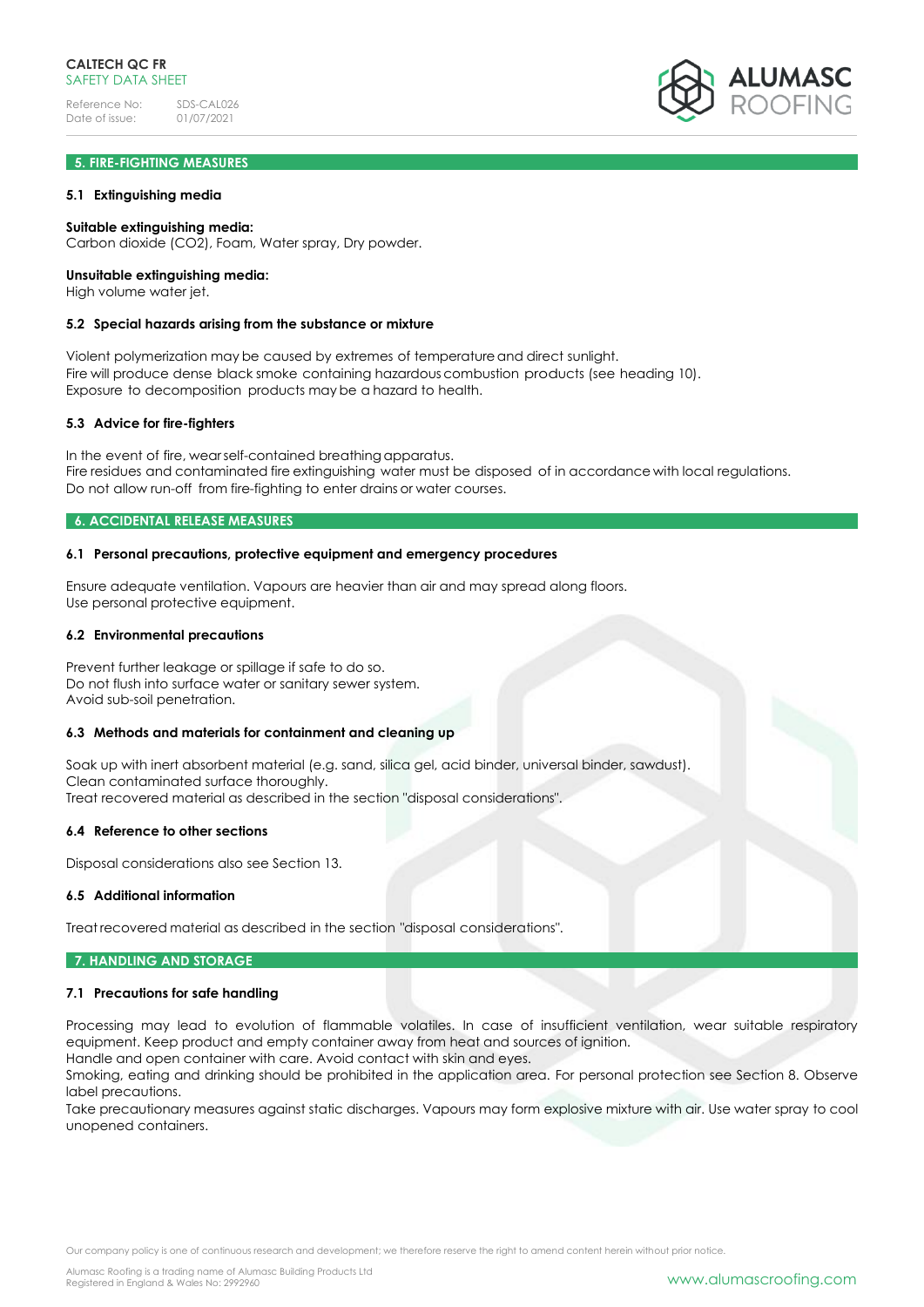## 5. FIRE-FIGHTING MEASURES

### 5.1 Extinguishing media

**Suitable extinguishing media:**
Carbon dioxide ($CO_2$), Foam, Water spray, Dry powder.

**Unsuitable extinguishing media:**
High volume water jet.

### 5.2 Special hazards arising from the substance or mixture

Violent polymerization may be caused by extremes of temperature and direct sunlight.
Fire will produce dense black smoke containing hazardous combustion products (see heading 10).
Exposure to decomposition products may be a hazard to health.

### 5.3 Advice for fire-fighters

In the event of fire, wear self-contained breathing apparatus.
Fire residues and contaminated fire extinguishing water must be disposed of in accordance with local regulations.
Do not allow run-off from fire-fighting to enter drains or water courses.

## 6. ACCIDENTAL RELEASE MEASURES

### 6.1 Personal precautions, protective equipment and emergency procedures

Ensure adequate ventilation. Vapours are heavier than air and may spread along floors.
Use personal protective equipment.

### 6.2 Environmental precautions

Prevent further leakage or spillage if safe to do so.
Do not flush into surface water or sanitary sewer system.
Avoid sub-soil penetration.

### 6.3 Methods and materials for containment and cleaning up

Soak up with inert absorbent material (e.g. sand, silica gel, acid binder, universal binder, sawdust).
Clean contaminated surface thoroughly.
Treat recovered material as described in the section "disposal considerations".

### 6.4 Reference to other sections

Disposal considerations also see Section 13.

### 6.5 Additional information

Treat recovered material as described in the section "disposal considerations".

## 7. HANDLING AND STORAGE

### 7.1 Precautions for safe handling

Processing may lead to evolution of flammable volatiles. In case of insufficient ventilation, wear suitable respiratory equipment. Keep product and empty container away from heat and sources of ignition.
Handle and open container with care. Avoid contact with skin and eyes.
Smoking, eating and drinking should be prohibited in the application area. For personal protection see Section 8. Observe label precautions.
Take precautionary measures against static discharges. Vapours may form explosive mixture with air. Use water spray to cool unopened containers.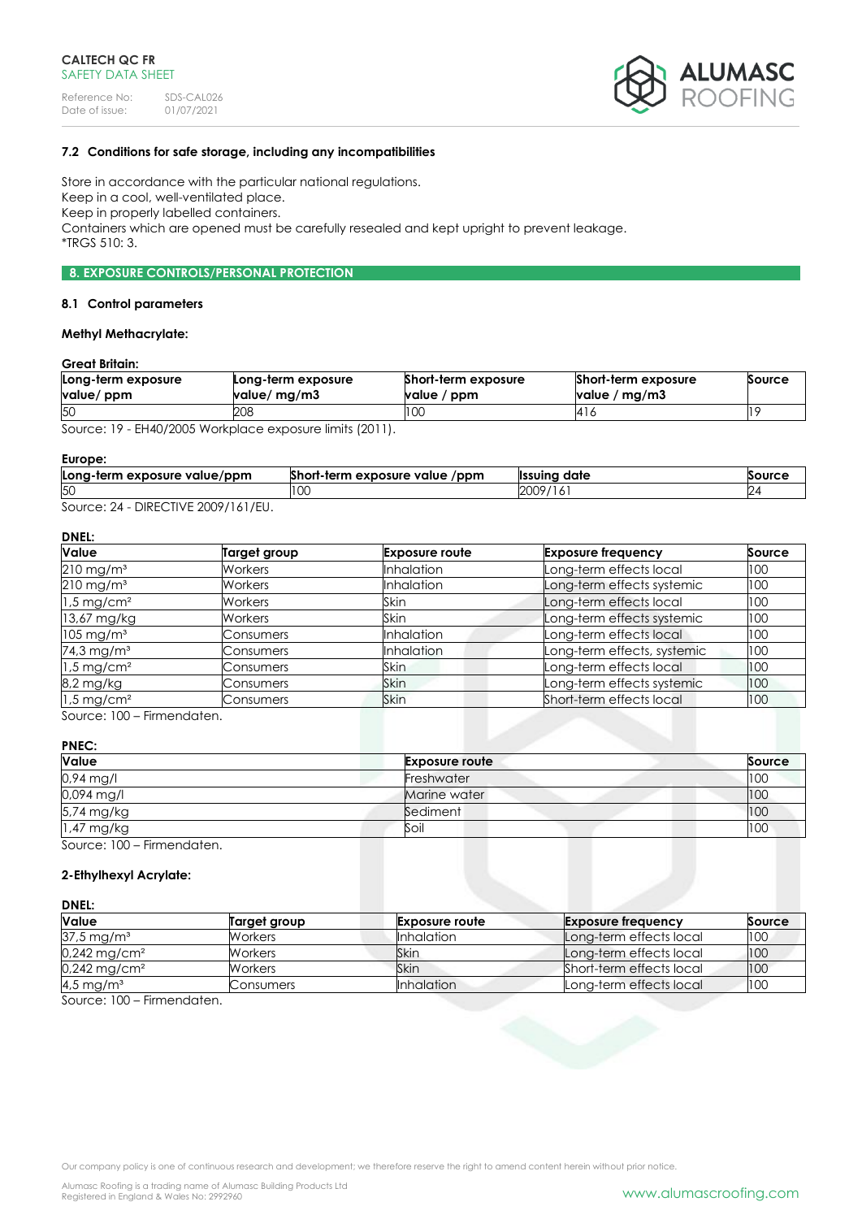### 7.2 Conditions for safe storage, including any incompatibilities

Store in accordance with the particular national regulations.
Keep in a cool, well-ventilated place.
Keep in properly labelled containers.
Containers which are opened must be carefully resealed and kept upright to prevent leakage.
*TRGS 510: 3.

## 8. EXPOSURE CONTROLS/PERSONAL PROTECTION

### 8.1 Control parameters

**Methyl Methacrylate:**

**Great Britain:**

| Long-term exposure value/ ppm | Long-term exposure value/ mg/m3 | Short-term exposure value / ppm | Short-term exposure value / mg/m3 | Source |
|---|---|---|---|---|
| 50 | 208 | 100 | 416 | 19 |

Source: 19 - EH40/2005 Workplace exposure limits (2011).

**Europe:**

| Long-term exposure value/ppm | Short-term exposure value /ppm | Issuing date | Source |
|---|---|---|---|
| 50 | 100 | 2009/161 | 24 |

Source: 24 - DIRECTIVE 2009/161/EU.

**DNEL:**

| Value | Target group | Exposure route | Exposure frequency | Source |
|---|---|---|---|---|
| 210 mg/m³ | Workers | Inhalation | Long-term effects local | 100 |
| 210 mg/m³ | Workers | Inhalation | Long-term effects systemic | 100 |
| 1,5 mg/cm² | Workers | Skin | Long-term effects local | 100 |
| 13,67 mg/kg | Workers | Skin | Long-term effects systemic | 100 |
| 105 mg/m³ | Consumers | Inhalation | Long-term effects local | 100 |
| 74,3 mg/m³ | Consumers | Inhalation | Long-term effects, systemic | 100 |
| 1,5 mg/cm² | Consumers | Skin | Long-term effects local | 100 |
| 8,2 mg/kg | Consumers | Skin | Long-term effects systemic | 100 |
| 1,5 mg/cm² | Consumers | Skin | Short-term effects local | 100 |

Source: 100 – Firmendaten.

**PNEC:**

| Value | Exposure route | Source |
|---|---|---|
| 0,94 mg/l | Freshwater | 100 |
| 0,094 mg/l | Marine water | 100 |
| 5,74 mg/kg | Sediment | 100 |
| 1,47 mg/kg | Soil | 100 |

Source: 100 – Firmendaten.

**2-Ethylhexyl Acrylate:**

**DNEL:**

| Value | Target group | Exposure route | Exposure frequency | Source |
|---|---|---|---|---|
| 37,5 mg/m³ | Workers | Inhalation | Long-term effects local | 100 |
| 0,242 mg/cm² | Workers | Skin | Long-term effects local | 100 |
| 0,242 mg/cm² | Workers | Skin | Short-term effects local | 100 |
| 4,5 mg/m³ | Consumers | Inhalation | Long-term effects local | 100 |

Source: 100 – Firmendaten.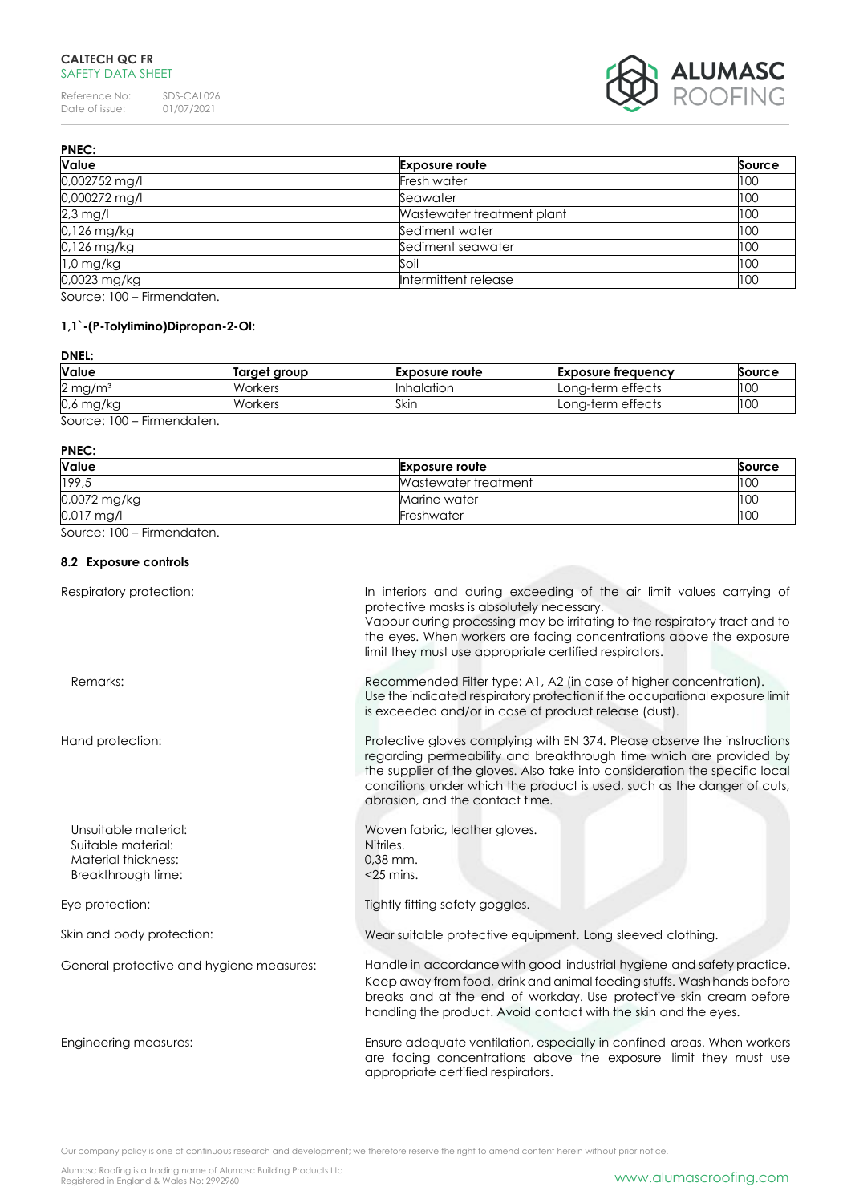**PNEC:**

| Value | Exposure route | Source |
|---|---|---|
| 0,002752 mg/l | Fresh water | 100 |
| 0,000272 mg/l | Seawater | 100 |
| 2,3 mg/l | Wastewater treatment plant | 100 |
| 0,126 mg/kg | Sediment water | 100 |
| 0,126 mg/kg | Sediment seawater | 100 |
| 1,0 mg/kg | Soil | 100 |
| 0,0023 mg/kg | Intermittent release | 100 |

Source: 100 – Firmendaten.

**1,1`-(P-Tolylimino)Dipropan-2-Ol:**

**DNEL:**

| Value | Target group | Exposure route | Exposure frequency | Source |
|---|---|---|---|---|
| 2 mg/m³ | Workers | Inhalation | Long-term effects | 100 |
| 0,6 mg/kg | Workers | Skin | Long-term effects | 100 |

Source: 100 – Firmendaten.

**PNEC:**

| Value | Exposure route | Source |
|---|---|---|
| 199,5 | Wastewater treatment | 100 |
| 0,0072 mg/kg | Marine water | 100 |
| 0,017 mg/l | Freshwater | 100 |

Source: 100 – Firmendaten.

### 8.2 Exposure controls

Respiratory protection: In interiors and during exceeding of the air limit values carrying of protective masks is absolutely necessary. Vapour during processing may be irritating to the respiratory tract and to the eyes. When workers are facing concentrations above the exposure limit they must use appropriate certified respirators.

Remarks: Recommended Filter type: A1, A2 (in case of higher concentration). Use the indicated respiratory protection if the occupational exposure limit is exceeded and/or in case of product release (dust).

Hand protection: Protective gloves complying with EN 374. Please observe the instructions regarding permeability and breakthrough time which are provided by the supplier of the gloves. Also take into consideration the specific local conditions under which the product is used, such as the danger of cuts, abrasion, and the contact time.

Unsuitable material: Woven fabric, leather gloves.
Suitable material: Nitriles.
Material thickness: 0,38 mm.
Breakthrough time: <25 mins.

Eye protection: Tightly fitting safety goggles.

Skin and body protection: Wear suitable protective equipment. Long sleeved clothing.

General protective and hygiene measures: Handle in accordance with good industrial hygiene and safety practice. Keep away from food, drink and animal feeding stuffs. Wash hands before breaks and at the end of workday. Use protective skin cream before handling the product. Avoid contact with the skin and the eyes.

Engineering measures: Ensure adequate ventilation, especially in confined areas. When workers are facing concentrations above the exposure limit they must use appropriate certified respirators.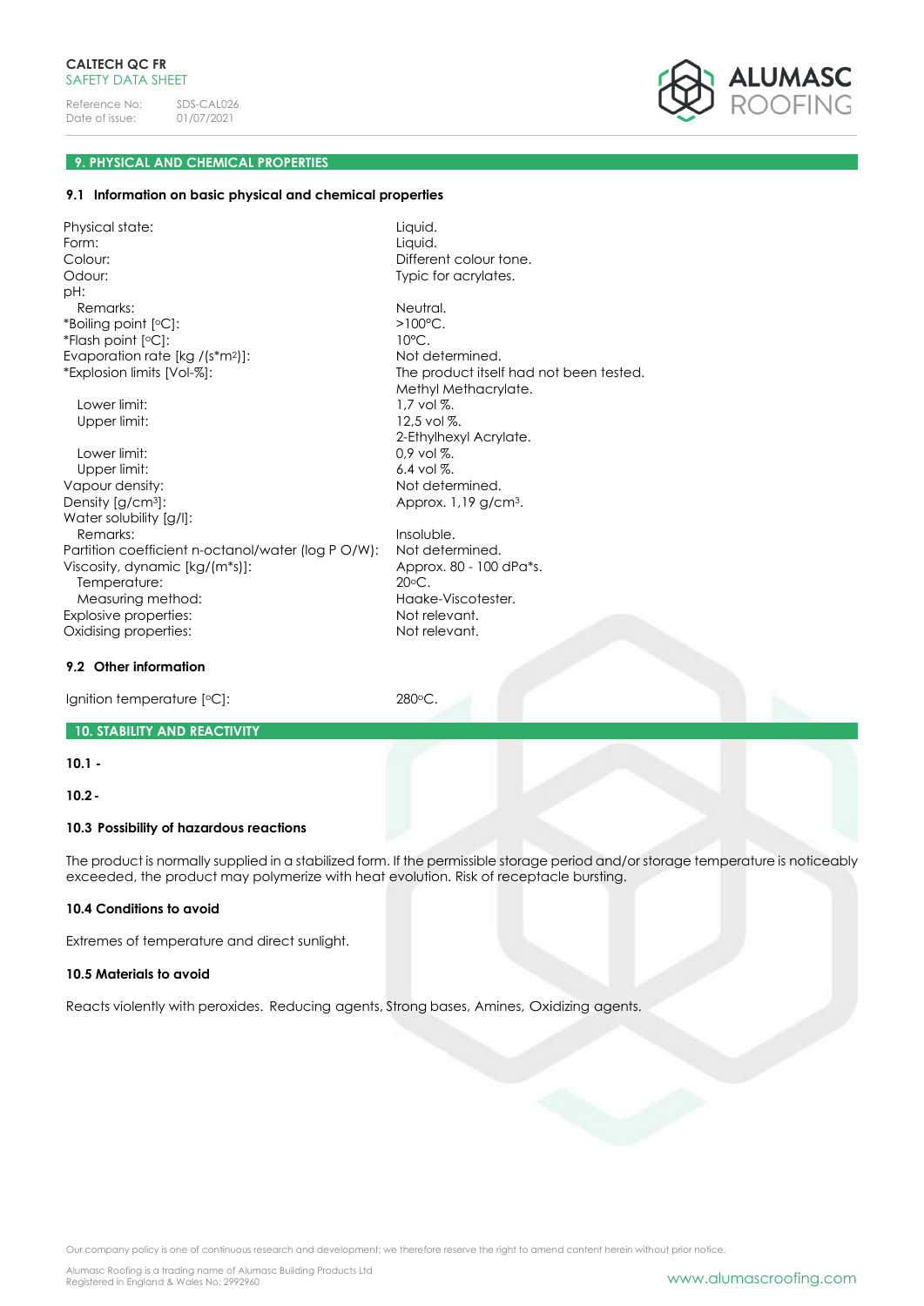## 9. PHYSICAL AND CHEMICAL PROPERTIES

### 9.1 Information on basic physical and chemical properties

| | |
|---|---|
| Physical state: | Liquid. |
| Form: | Liquid. |
| Colour: | Different colour tone. |
| Odour: | Typic for acrylates. |
| pH: | |
| Remarks: | Neutral. |
| *Boiling point [°C]: | >100°C. |
| *Flash point [°C]: | 10°C. |
| Evaporation rate [kg /(s*m²)]: | Not determined. |
| *Explosion limits [Vol-%]: | The product itself had not been tested. Methyl Methacrylate. |
| Lower limit: | 1,7 vol %. |
| Upper limit: | 12,5 vol %. 2-Ethylhexyl Acrylate. |
| Lower limit: | 0,9 vol %. |
| Upper limit: | 6.4 vol %. |
| Vapour density: | Not determined. |
| Density [g/cm³]: | Approx. 1,19 g/cm³. |
| Water solubility [g/l]: | |
| Remarks: | Insoluble. |
| Partition coefficient n-octanol/water (log P O/W): | Not determined. |
| Viscosity, dynamic [kg/(m*s)]: | Approx. 80 - 100 dPa*s. |
| Temperature: | 20°C. |
| Measuring method: | Haake-Viscotester. |
| Explosive properties: | Not relevant. |
| Oxidising properties: | Not relevant. |

### 9.2 Other information

| | |
|---|---|
| Ignition temperature [°C]: | 280°C. |

## 10. STABILITY AND REACTIVITY

**10.1 -**

**10.2 -**

### 10.3 Possibility of hazardous reactions

The product is normally supplied in a stabilized form. If the permissible storage period and/or storage temperature is noticeably exceeded, the product may polymerize with heat evolution. Risk of receptacle bursting.

### 10.4 Conditions to avoid

Extremes of temperature and direct sunlight.

### 10.5 Materials to avoid

Reacts violently with peroxides. Reducing agents, Strong bases, Amines, Oxidizing agents.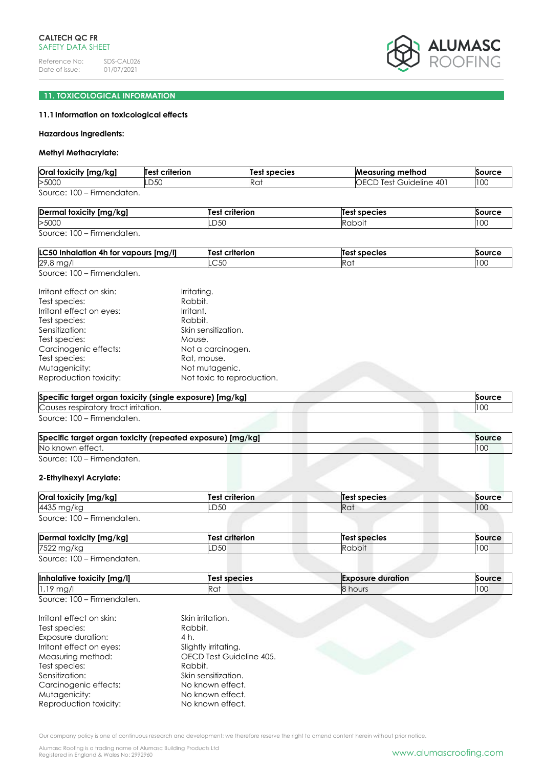## 11. TOXICOLOGICAL INFORMATION

### 11.1 Information on toxicological effects

**Hazardous ingredients:**

**Methyl Methacrylate:**

| Oral toxicity [mg/kg] | Test criterion | Test species | Measuring method | Source |
|---|---|---|---|---|
| >5000 | LD50 | Rat | OECD Test Guideline 401 | 100 |

Source: 100 – Firmendaten.

| Dermal toxicity [mg/kg] | Test criterion | Test species | Source |
|---|---|---|---|
| >5000 | LD50 | Rabbit | 100 |

Source: 100 – Firmendaten.

| LC50 Inhalation 4h for vapours [mg/l] | Test criterion | Test species | Source |
|---|---|---|---|
| 29,8 mg/l | LC50 | Rat | 100 |

Source: 100 – Firmendaten.

Irritant effect on skin: Irritating.
Test species: Rabbit.
Irritant effect on eyes: Irritant.
Test species: Rabbit.
Sensitization: Skin sensitization.
Test species: Mouse.
Carcinogenic effects: Not a carcinogen.
Test species: Rat, mouse.
Mutagenicity: Not mutagenic.
Reproduction toxicity: Not toxic to reproduction.

| Specific target organ toxicity (single exposure) [mg/kg] | Source |
|---|---|
| Causes respiratory tract irritation. | 100 |

Source: 100 – Firmendaten.

| Specific target organ toxicity (repeated exposure) [mg/kg] | Source |
|---|---|
| No known effect. | 100 |

Source: 100 – Firmendaten.

**2-Ethylhexyl Acrylate:**

| Oral toxicity [mg/kg] | Test criterion | Test species | Source |
|---|---|---|---|
| 4435 mg/kg | LD50 | Rat | 100 |

Source: 100 – Firmendaten.

| Dermal toxicity [mg/kg] | Test criterion | Test species | Source |
|---|---|---|---|
| 7522 mg/kg | LD50 | Rabbit | 100 |

Source: 100 – Firmendaten.

| Inhalative toxicity [mg/l] | Test species | Exposure duration | Source |
|---|---|---|---|
| 1,19 mg/l | Rat | 8 hours | 100 |

Source: 100 – Firmendaten.

Irritant effect on skin: Skin irritation.
Test species: Rabbit.
Exposure duration: 4 h.
Irritant effect on eyes: Slightly irritating.
Measuring method: OECD Test Guideline 405.
Test species: Rabbit.
Sensitization: Skin sensitization.
Carcinogenic effects: No known effect.
Mutagenicity: No known effect.
Reproduction toxicity: No known effect.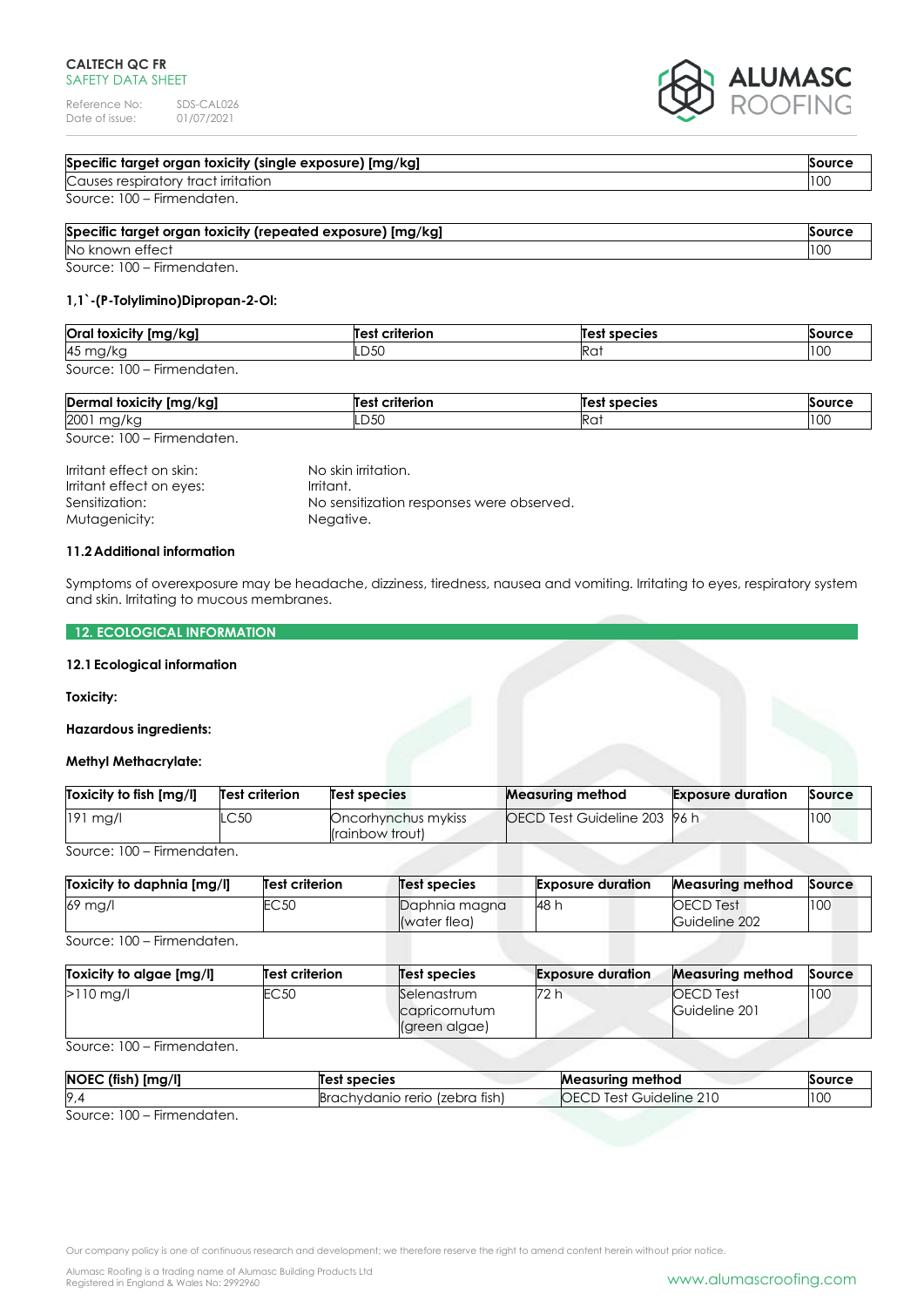| Specific target organ toxicity (single exposure) [mg/kg] | Source |
|---|---|
| Causes respiratory tract irritation | 100 |

Source: 100 – Firmendaten.

| Specific target organ toxicity (repeated exposure) [mg/kg] | Source |
|---|---|
| No known effect | 100 |

Source: 100 – Firmendaten.

**1,1`-(P-Tolylimino)Dipropan-2-Ol:**

| Oral toxicity [mg/kg] | Test criterion | Test species | Source |
|---|---|---|---|
| 45 mg/kg | LD50 | Rat | 100 |

Source: 100 – Firmendaten.

| Dermal toxicity [mg/kg] | Test criterion | Test species | Source |
|---|---|---|---|
| 2001 mg/kg | LD50 | Rat | 100 |

Source: 100 – Firmendaten.

Irritant effect on skin: No skin irritation.
Irritant effect on eyes: Irritant.
Sensitization: No sensitization responses were observed.
Mutagenicity: Negative.

**11.2 Additional information**

Symptoms of overexposure may be headache, dizziness, tiredness, nausea and vomiting. Irritating to eyes, respiratory system and skin. Irritating to mucous membranes.

## 12. ECOLOGICAL INFORMATION

**12.1 Ecological information**

**Toxicity:**

**Hazardous ingredients:**

**Methyl Methacrylate:**

| Toxicity to fish [mg/l] | Test criterion | Test species | Measuring method | Exposure duration | Source |
|---|---|---|---|---|---|
| 191 mg/l | LC50 | Oncorhynchus mykiss (rainbow trout) | OECD Test Guideline 203 | 96 h | 100 |

Source: 100 – Firmendaten.

| Toxicity to daphnia [mg/l] | Test criterion | Test species | Exposure duration | Measuring method | Source |
|---|---|---|---|---|---|
| 69 mg/l | EC50 | Daphnia magna (water flea) | 48 h | OECD Test Guideline 202 | 100 |

Source: 100 – Firmendaten.

| Toxicity to algae [mg/l] | Test criterion | Test species | Exposure duration | Measuring method | Source |
|---|---|---|---|---|---|
| >110 mg/l | EC50 | Selenastrum capricornutum (green algae) | 72 h | OECD Test Guideline 201 | 100 |

Source: 100 – Firmendaten.

| NOEC (fish) [mg/l] | Test species | Measuring method | Source |
|---|---|---|---|
| 9,4 | Brachydanio rerio (zebra fish) | OECD Test Guideline 210 | 100 |

Source: 100 – Firmendaten.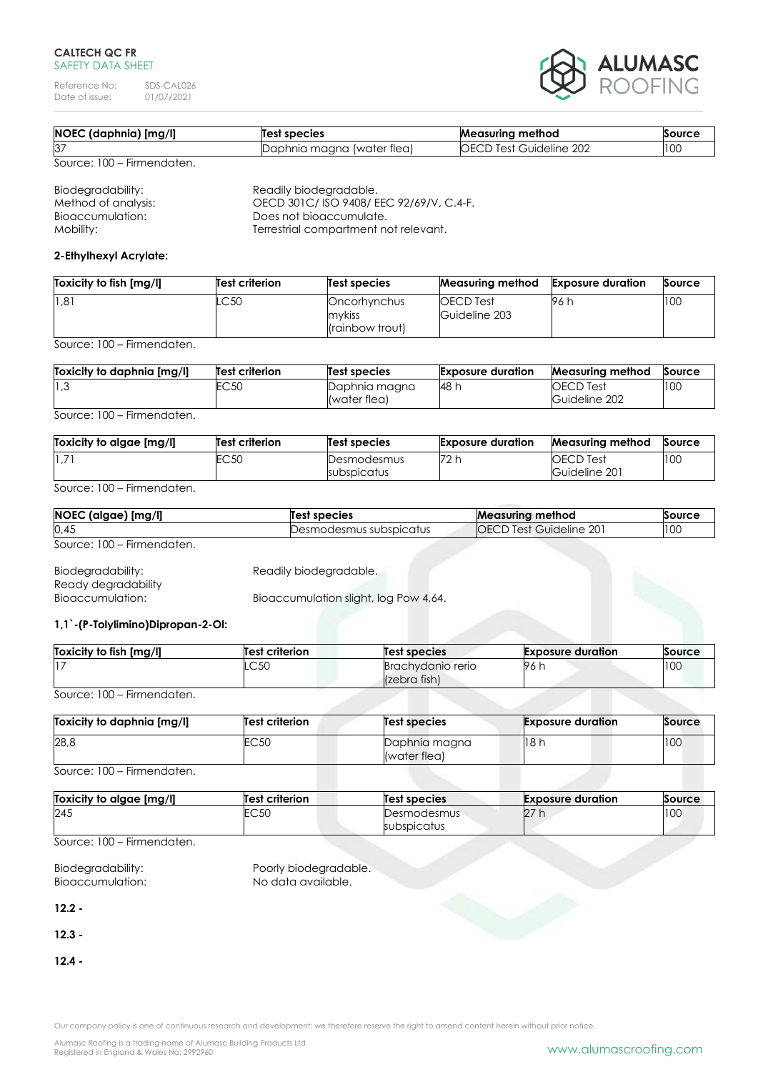| NOEC (daphnia) [mg/l] | Test species | Measuring method | Source |
|---|---|---|---|
| 37 | Daphnia magna (water flea) | OECD Test Guideline 202 | 100 |

Source: 100 – Firmendaten.

Biodegradability: Readily biodegradable.
Method of analysis: OECD 301C/ ISO 9408/ EEC 92/69/V, C.4-F.
Bioaccumulation: Does not bioaccumulate.
Mobility: Terrestrial compartment not relevant.

**2-Ethylhexyl Acrylate:**

| Toxicity to fish [mg/l] | Test criterion | Test species | Measuring method | Exposure duration | Source |
|---|---|---|---|---|---|
| 1,81 | LC50 | Oncorhynchus mykiss (rainbow trout) | OECD Test Guideline 203 | 96 h | 100 |

Source: 100 – Firmendaten.

| Toxicity to daphnia [mg/l] | Test criterion | Test species | Exposure duration | Measuring method | Source |
|---|---|---|---|---|---|
| 1,3 | EC50 | Daphnia magna (water flea) | 48 h | OECD Test Guideline 202 | 100 |

Source: 100 – Firmendaten.

| Toxicity to algae [mg/l] | Test criterion | Test species | Exposure duration | Measuring method | Source |
|---|---|---|---|---|---|
| 1,71 | EC50 | Desmodesmus subspicatus | 72 h | OECD Test Guideline 201 | 100 |

Source: 100 – Firmendaten.

| NOEC (algae) [mg/l] | Test species | Measuring method | Source |
|---|---|---|---|
| 0,45 | Desmodesmus subspicatus | OECD Test Guideline 201 | 100 |

Source: 100 – Firmendaten.

Biodegradability: Readily biodegradable.
Ready degradability
Bioaccumulation: Bioaccumulation slight, log Pow 4,64.

**1,1`-(P-Tolylimino)Dipropan-2-Ol:**

| Toxicity to fish [mg/l] | Test criterion | Test species | Exposure duration | Source |
|---|---|---|---|---|
| 17 | LC50 | Brachydanio rerio (zebra fish) | 96 h | 100 |

Source: 100 – Firmendaten.

| Toxicity to daphnia [mg/l] | Test criterion | Test species | Exposure duration | Source |
|---|---|---|---|---|
| 28,8 | EC50 | Daphnia magna (water flea) | 18 h | 100 |

Source: 100 – Firmendaten.

| Toxicity to algae [mg/l] | Test criterion | Test species | Exposure duration | Source |
|---|---|---|---|---|
| 245 | EC50 | Desmodesmus subspicatus | 27 h | 100 |

Source: 100 – Firmendaten.

Biodegradability: Poorly biodegradable.
Bioaccumulation: No data available.

**12.2 -**

**12.3 -**

**12.4 -**

Our company policy is one of continuous research and development; we therefore reserve the right to amend content herein without prior notice.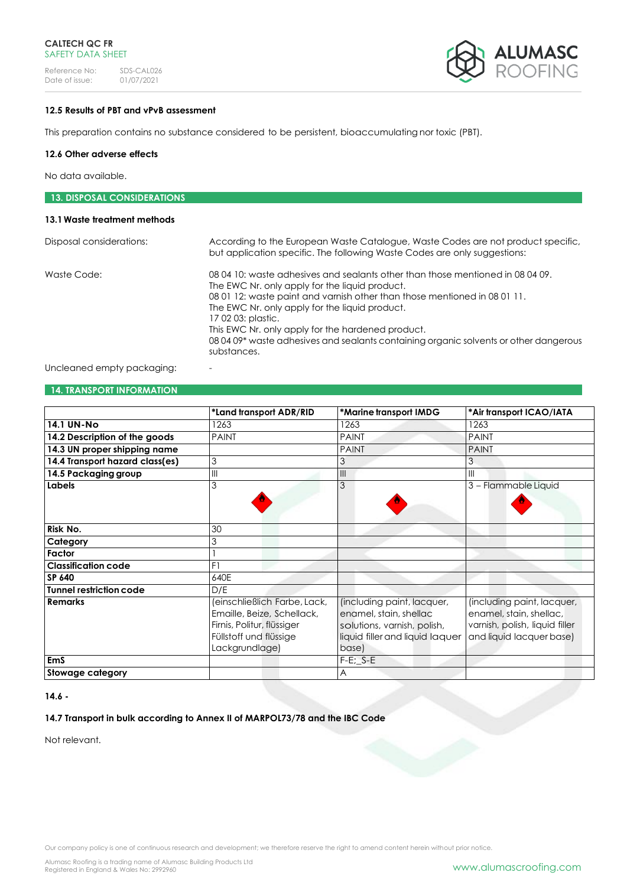**12.5 Results of PBT and vPvB assessment**

This preparation contains no substance considered to be persistent, bioaccumulating nor toxic (PBT).

**12.6 Other adverse effects**

No data available.

## 13. DISPOSAL CONSIDERATIONS

**13.1 Waste treatment methods**

| | |
|---|---|
| Disposal considerations: | According to the European Waste Catalogue, Waste Codes are not product specific, but application specific. The following Waste Codes are only suggestions: |
| Waste Code: | 08 04 10: waste adhesives and sealants other than those mentioned in 08 04 09. The EWC Nr. only apply for the liquid product. 08 01 12: waste paint and varnish other than those mentioned in 08 01 11. The EWC Nr. only apply for the liquid product. 17 02 03: plastic. This EWC Nr. only apply for the hardened product. 08 04 09* waste adhesives and sealants containing organic solvents or other dangerous substances. |
| Uncleaned empty packaging: | - |

## 14. TRANSPORT INFORMATION

| | *Land transport ADR/RID | *Marine transport IMDG | *Air transport ICAO/IATA |
|---|---|---|---|
| **14.1 UN-No** | 1263 | 1263 | 1263 |
| **14.2 Description of the goods** | PAINT | PAINT | PAINT |
| **14.3 UN proper shipping name** | | PAINT | PAINT |
| **14.4 Transport hazard class(es)** | 3 | 3 | 3 |
| **14.5 Packaging group** | III | III | III |
| **Labels** | 3 | 3 | 3 – Flammable Liquid |
| **Risk No.** | 30 | | |
| **Category** | 3 | | |
| **Factor** | 1 | | |
| **Classification code** | F1 | | |
| **SP 640** | 640E | | |
| **Tunnel restriction code** | D/E | | |
| **Remarks** | (einschließlich Farbe, Lack, Emaille, Beize, Schellack, Firnis, Politur, flüssiger Füllstoff und flüssige Lackgrundlage) | (including paint, lacquer, enamel, stain, shellac solutions, varnish, polish, liquid filler and liquid laquer base) | (including paint, lacquer, enamel, stain, shellac, varnish, polish, liquid filler and liquid lacquer base) |
| **EmS** | | F-E;_S-E | |
| **Stowage category** | | A | |

**14.6 -**

**14.7 Transport in bulk according to Annex II of MARPOL73/78 and the IBC Code**

Not relevant.

Our company policy is one of continuous research and development; we therefore reserve the right to amend content herein without prior notice.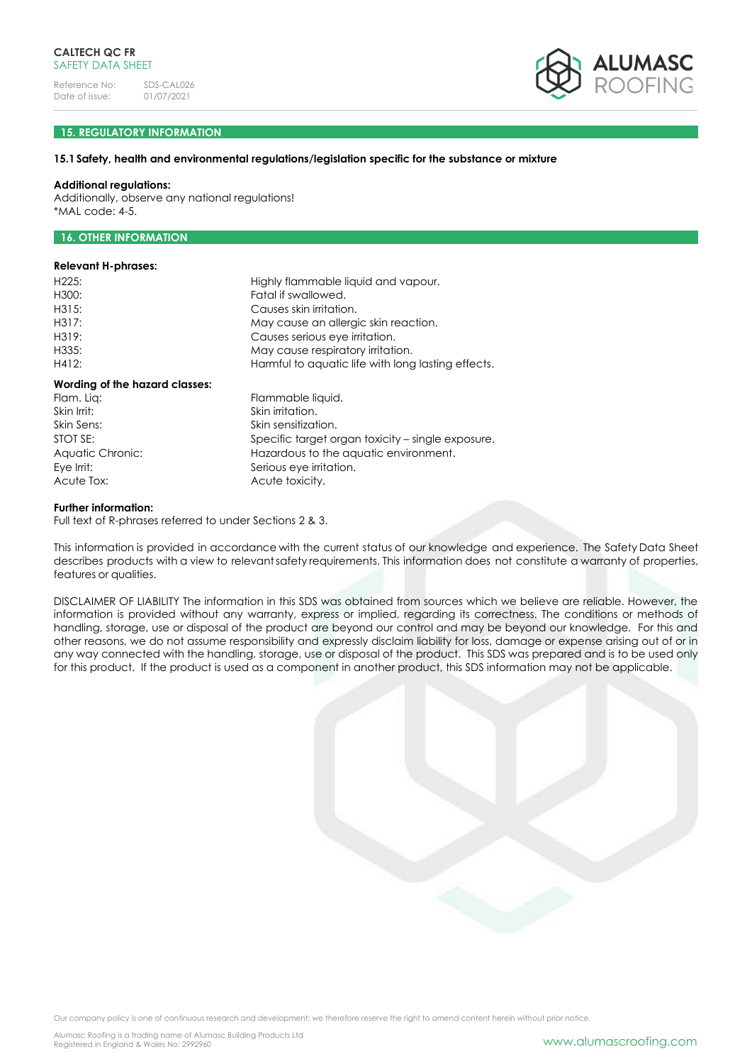## 15. REGULATORY INFORMATION

**15.1 Safety, health and environmental regulations/legislation specific for the substance or mixture**

**Additional regulations:**
Additionally, observe any national regulations!
*MAL code: 4-5.

## 16. OTHER INFORMATION

**Relevant H-phrases:**

| | |
|---|---|
| H225: | Highly flammable liquid and vapour. |
| H300: | Fatal if swallowed. |
| H315: | Causes skin irritation. |
| H317: | May cause an allergic skin reaction. |
| H319: | Causes serious eye irritation. |
| H335: | May cause respiratory irritation. |
| H412: | Harmful to aquatic life with long lasting effects. |

**Wording of the hazard classes:**

| | |
|---|---|
| Flam. Liq: | Flammable liquid. |
| Skin Irrit: | Skin irritation. |
| Skin Sens: | Skin sensitization. |
| STOT SE: | Specific target organ toxicity – single exposure. |
| Aquatic Chronic: | Hazardous to the aquatic environment. |
| Eye Irrit: | Serious eye irritation. |
| Acute Tox: | Acute toxicity. |

**Further information:**
Full text of R-phrases referred to under Sections 2 & 3.

This information is provided in accordance with the current status of our knowledge and experience. The Safety Data Sheet describes products with a view to relevant safety requirements. This information does not constitute a warranty of properties, features or qualities.

DISCLAIMER OF LIABILITY The information in this SDS was obtained from sources which we believe are reliable. However, the information is provided without any warranty, express or implied, regarding its correctness. The conditions or methods of handling, storage, use or disposal of the product are beyond our control and may be beyond our knowledge. For this and other reasons, we do not assume responsibility and expressly disclaim liability for loss, damage or expense arising out of or in any way connected with the handling, storage, use or disposal of the product. This SDS was prepared and is to be used only for this product. If the product is used as a component in another product, this SDS information may not be applicable.